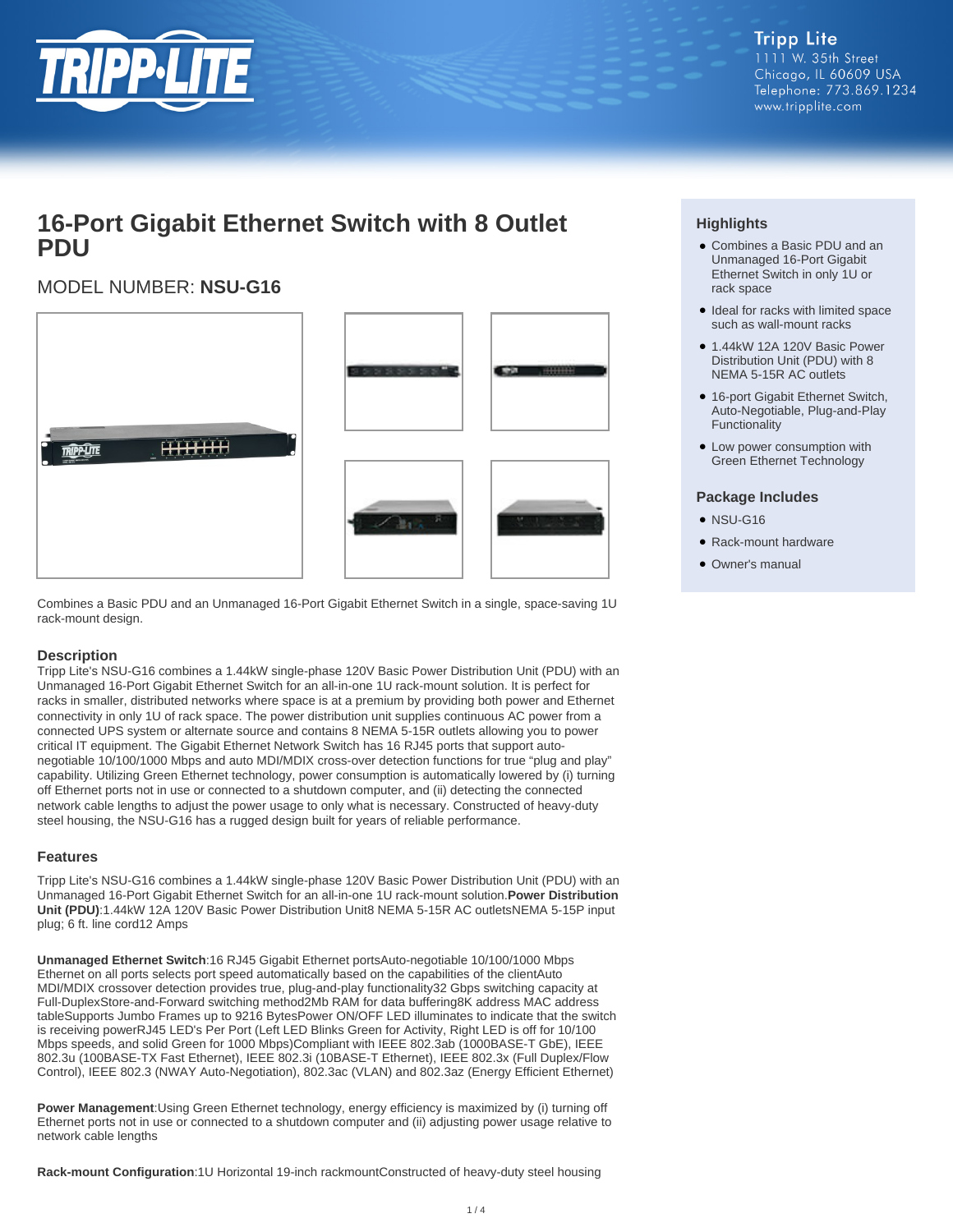Tripp Lite
1111 W. 35th Street
Chicago, IL 60609 USA
Telephone: 773.869.1234
www.tripplite.com

# 16-Port Gigabit Ethernet Switch with 8 Outlet PDU

MODEL NUMBER: **NSU-G16**

Combines a Basic PDU and an Unmanaged 16-Port Gigabit Ethernet Switch in a single, space-saving 1U rack-mount design.

## Highlights

- Combines a Basic PDU and an Unmanaged 16-Port Gigabit Ethernet Switch in only 1U or rack space
- Ideal for racks with limited space such as wall-mount racks
- 1.44kW 12A 120V Basic Power Distribution Unit (PDU) with 8 NEMA 5-15R AC outlets
- 16-port Gigabit Ethernet Switch, Auto-Negotiable, Plug-and-Play Functionality
- Low power consumption with Green Ethernet Technology

## Package Includes

- NSU-G16
- Rack-mount hardware
- Owner's manual

## Description

Tripp Lite's NSU-G16 combines a 1.44kW single-phase 120V Basic Power Distribution Unit (PDU) with an Unmanaged 16-Port Gigabit Ethernet Switch for an all-in-one 1U rack-mount solution. It is perfect for racks in smaller, distributed networks where space is at a premium by providing both power and Ethernet connectivity in only 1U of rack space. The power distribution unit supplies continuous AC power from a connected UPS system or alternate source and contains 8 NEMA 5-15R outlets allowing you to power critical IT equipment. The Gigabit Ethernet Network Switch has 16 RJ45 ports that support auto-negotiable 10/100/1000 Mbps and auto MDI/MDIX cross-over detection functions for true "plug and play" capability. Utilizing Green Ethernet technology, power consumption is automatically lowered by (i) turning off Ethernet ports not in use or connected to a shutdown computer, and (ii) detecting the connected network cable lengths to adjust the power usage to only what is necessary. Constructed of heavy-duty steel housing, the NSU-G16 has a rugged design built for years of reliable performance.

## Features

Tripp Lite's NSU-G16 combines a 1.44kW single-phase 120V Basic Power Distribution Unit (PDU) with an Unmanaged 16-Port Gigabit Ethernet Switch for an all-in-one 1U rack-mount solution.**Power Distribution Unit (PDU)**:1.44kW 12A 120V Basic Power Distribution Unit8 NEMA 5-15R AC outletsNEMA 5-15P input plug; 6 ft. line cord12 Amps

**Unmanaged Ethernet Switch**:16 RJ45 Gigabit Ethernet portsAuto-negotiable 10/100/1000 Mbps Ethernet on all ports selects port speed automatically based on the capabilities of the clientAuto MDI/MDIX crossover detection provides true, plug-and-play functionality32 Gbps switching capacity at Full-DuplexStore-and-Forward switching method2Mb RAM for data buffering8K address MAC address tableSupports Jumbo Frames up to 9216 BytesPower ON/OFF LED illuminates to indicate that the switch is receiving powerRJ45 LED's Per Port (Left LED Blinks Green for Activity, Right LED is off for 10/100 Mbps speeds, and solid Green for 1000 Mbps)Compliant with IEEE 802.3ab (1000BASE-T GbE), IEEE 802.3u (100BASE-TX Fast Ethernet), IEEE 802.3i (10BASE-T Ethernet), IEEE 802.3x (Full Duplex/Flow Control), IEEE 802.3 (NWAY Auto-Negotiation), 802.3ac (VLAN) and 802.3az (Energy Efficient Ethernet)

**Power Management**:Using Green Ethernet technology, energy efficiency is maximized by (i) turning off Ethernet ports not in use or connected to a shutdown computer and (ii) adjusting power usage relative to network cable lengths

**Rack-mount Configuration**:1U Horizontal 19-inch rackmountConstructed of heavy-duty steel housing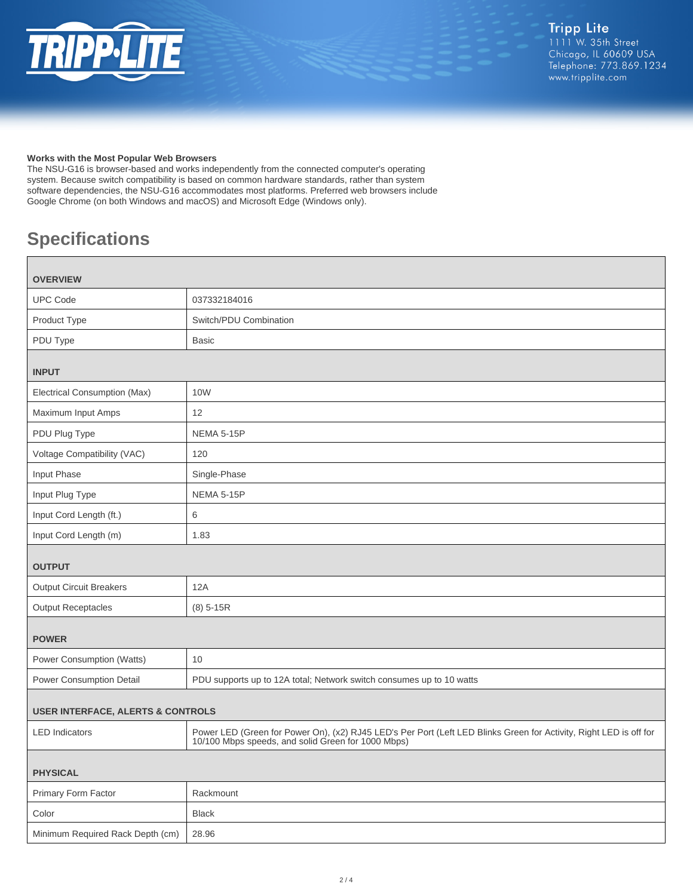**Works with the Most Popular Web Browsers**
The NSU-G16 is browser-based and works independently from the connected computer's operating system. Because switch compatibility is based on common hardware standards, rather than system software dependencies, the NSU-G16 accommodates most platforms. Preferred web browsers include Google Chrome (on both Windows and macOS) and Microsoft Edge (Windows only).

## Specifications

| | |
|---|---|
| **OVERVIEW** | |
| UPC Code | 037332184016 |
| Product Type | Switch/PDU Combination |
| PDU Type | Basic |
| **INPUT** | |
| Electrical Consumption (Max) | 10W |
| Maximum Input Amps | 12 |
| PDU Plug Type | NEMA 5-15P |
| Voltage Compatibility (VAC) | 120 |
| Input Phase | Single-Phase |
| Input Plug Type | NEMA 5-15P |
| Input Cord Length (ft.) | 6 |
| Input Cord Length (m) | 1.83 |
| **OUTPUT** | |
| Output Circuit Breakers | 12A |
| Output Receptacles | (8) 5-15R |
| **POWER** | |
| Power Consumption (Watts) | 10 |
| Power Consumption Detail | PDU supports up to 12A total; Network switch consumes up to 10 watts |
| **USER INTERFACE, ALERTS & CONTROLS** | |
| LED Indicators | Power LED (Green for Power On), (x2) RJ45 LED's Per Port (Left LED Blinks Green for Activity, Right LED is off for 10/100 Mbps speeds, and solid Green for 1000 Mbps) |
| **PHYSICAL** | |
| Primary Form Factor | Rackmount |
| Color | Black |
| Minimum Required Rack Depth (cm) | 28.96 |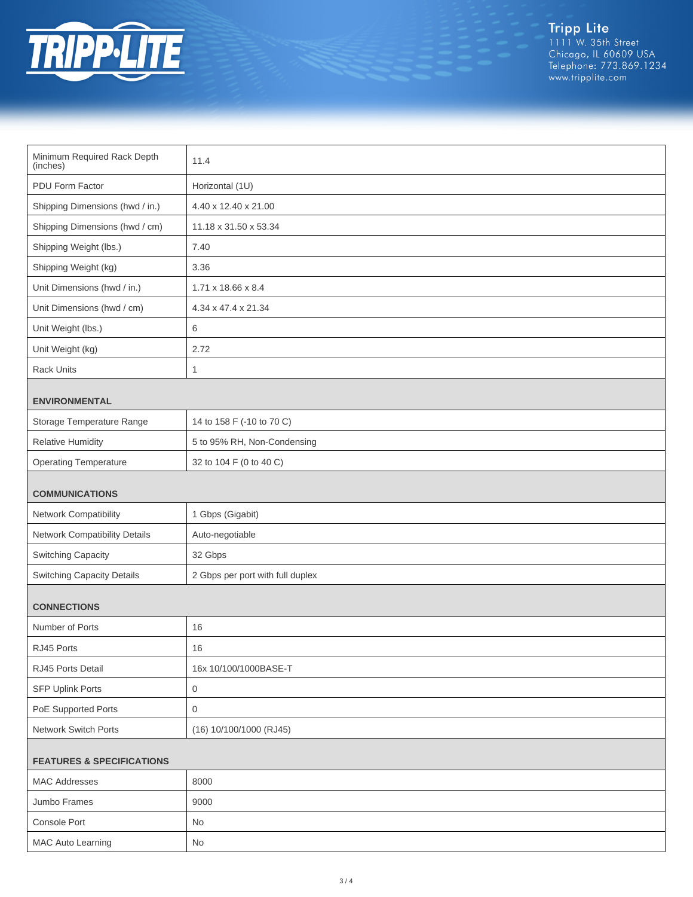| | |
|---|---|
| Minimum Required Rack Depth (inches) | 11.4 |
| PDU Form Factor | Horizontal (1U) |
| Shipping Dimensions (hwd / in.) | 4.40 x 12.40 x 21.00 |
| Shipping Dimensions (hwd / cm) | 11.18 x 31.50 x 53.34 |
| Shipping Weight (lbs.) | 7.40 |
| Shipping Weight (kg) | 3.36 |
| Unit Dimensions (hwd / in.) | 1.71 x 18.66 x 8.4 |
| Unit Dimensions (hwd / cm) | 4.34 x 47.4 x 21.34 |
| Unit Weight (lbs.) | 6 |
| Unit Weight (kg) | 2.72 |
| Rack Units | 1 |
| **ENVIRONMENTAL** | |
| Storage Temperature Range | 14 to 158 F (-10 to 70 C) |
| Relative Humidity | 5 to 95% RH, Non-Condensing |
| Operating Temperature | 32 to 104 F (0 to 40 C) |
| **COMMUNICATIONS** | |
| Network Compatibility | 1 Gbps (Gigabit) |
| Network Compatibility Details | Auto-negotiable |
| Switching Capacity | 32 Gbps |
| Switching Capacity Details | 2 Gbps per port with full duplex |
| **CONNECTIONS** | |
| Number of Ports | 16 |
| RJ45 Ports | 16 |
| RJ45 Ports Detail | 16x 10/100/1000BASE-T |
| SFP Uplink Ports | 0 |
| PoE Supported Ports | 0 |
| Network Switch Ports | (16) 10/100/1000 (RJ45) |
| **FEATURES & SPECIFICATIONS** | |
| MAC Addresses | 8000 |
| Jumbo Frames | 9000 |
| Console Port | No |
| MAC Auto Learning | No |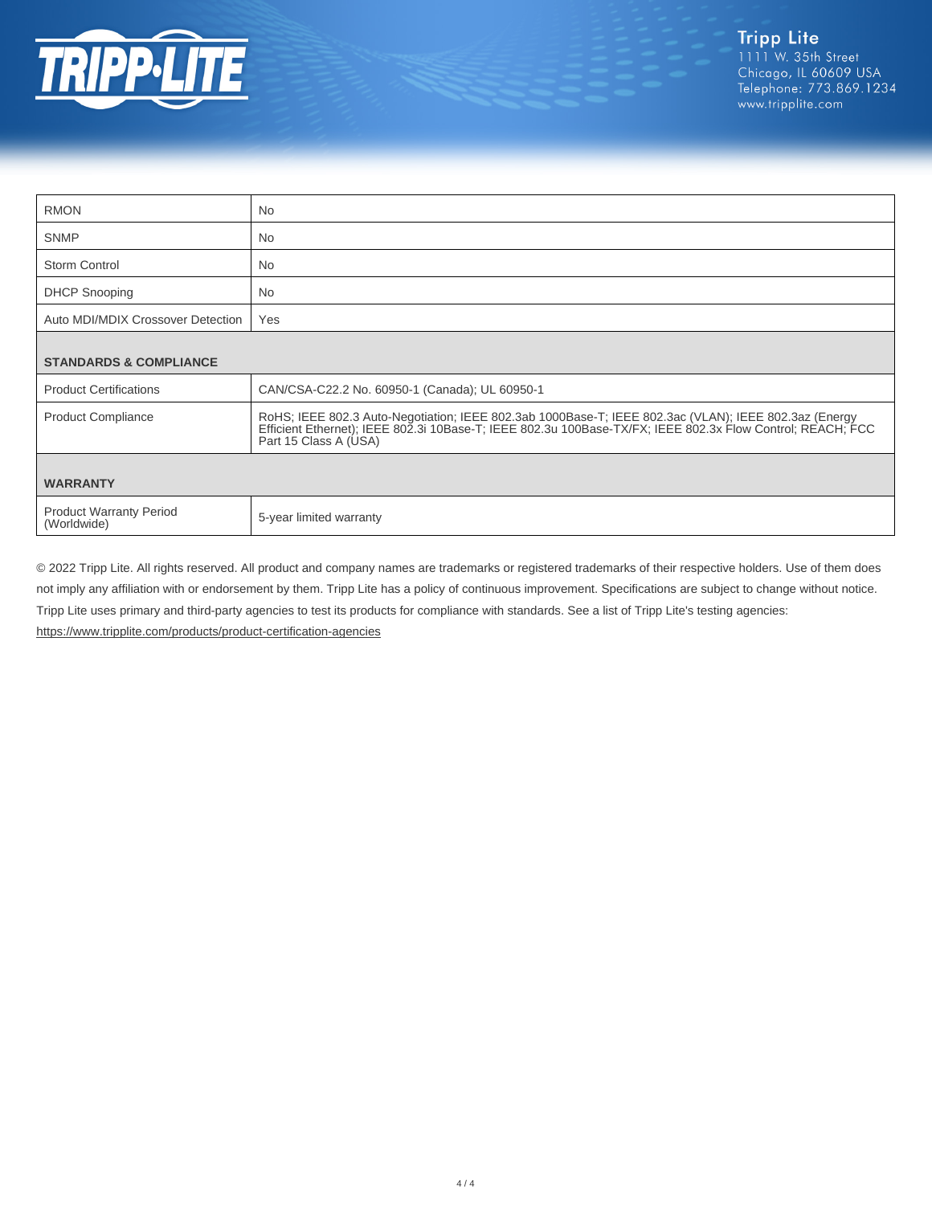| | |
|---|---|
| RMON | No |
| SNMP | No |
| Storm Control | No |
| DHCP Snooping | No |
| Auto MDI/MDIX Crossover Detection | Yes |
| **STANDARDS & COMPLIANCE** | |
| Product Certifications | CAN/CSA-C22.2 No. 60950-1 (Canada); UL 60950-1 |
| Product Compliance | RoHS; IEEE 802.3 Auto-Negotiation; IEEE 802.3ab 1000Base-T; IEEE 802.3ac (VLAN); IEEE 802.3az (Energy Efficient Ethernet); IEEE 802.3i 10Base-T; IEEE 802.3u 100Base-TX/FX; IEEE 802.3x Flow Control; REACH; FCC Part 15 Class A (USA) |
| **WARRANTY** | |
| Product Warranty Period (Worldwide) | 5-year limited warranty |

© 2022 Tripp Lite. All rights reserved. All product and company names are trademarks or registered trademarks of their respective holders. Use of them does not imply any affiliation with or endorsement by them. Tripp Lite has a policy of continuous improvement. Specifications are subject to change without notice. Tripp Lite uses primary and third-party agencies to test its products for compliance with standards. See a list of Tripp Lite's testing agencies: https://www.tripplite.com/products/product-certification-agencies